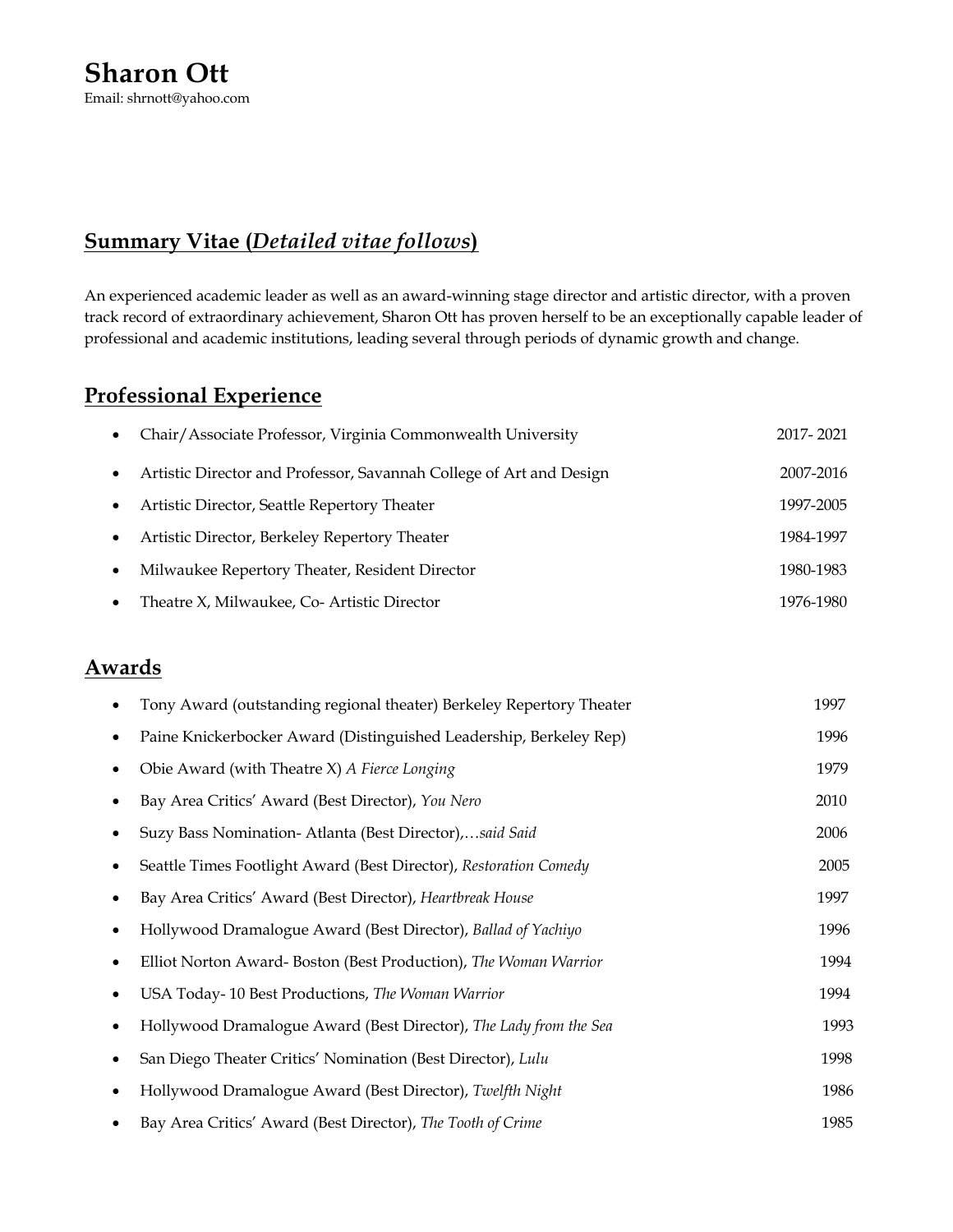# Sharon Ott

Email: shrnott@yahoo.com

## Summary Vitae (*Detailed vitae follows*)

An experienced academic leader as well as an award-winning stage director and artistic director, with a proven track record of extraordinary achievement, Sharon Ott has proven herself to be an exceptionally capable leader of professional and academic institutions, leading several through periods of dynamic growth and change.

## Professional Experience

- Chair/Associate Professor, Virginia Commonwealth University 2017- 2021
- Artistic Director and Professor, Savannah College of Art and Design 2007-2016
- Artistic Director, Seattle Repertory Theater 1997-2005
- Artistic Director, Berkeley Repertory Theater 1984-1997
- Milwaukee Repertory Theater, Resident Director 1980-1983
- Theatre X, Milwaukee, Co- Artistic Director 1976-1980

## Awards

- Tony Award (outstanding regional theater) Berkeley Repertory Theater 1997
- Paine Knickerbocker Award (Distinguished Leadership, Berkeley Rep) 1996
- Obie Award (with Theatre X) *A Fierce Longing* 1979
- Bay Area Critics' Award (Best Director), *You Nero* 2010
- Suzy Bass Nomination- Atlanta (Best Director),*…said Said* 2006
- Seattle Times Footlight Award (Best Director), *Restoration Comedy* 2005
- Bay Area Critics' Award (Best Director), *Heartbreak House* 1997
- Hollywood Dramalogue Award (Best Director), *Ballad of Yachiyo* 1996
- Elliot Norton Award- Boston (Best Production), *The Woman Warrior* 1994
- USA Today- 10 Best Productions, *The Woman Warrior* 1994
- Hollywood Dramalogue Award (Best Director), *The Lady from the Sea* 1993
- San Diego Theater Critics' Nomination (Best Director), *Lulu* 1998
- Hollywood Dramalogue Award (Best Director), *Twelfth Night* 1986
- Bay Area Critics' Award (Best Director), *The Tooth of Crime* 1985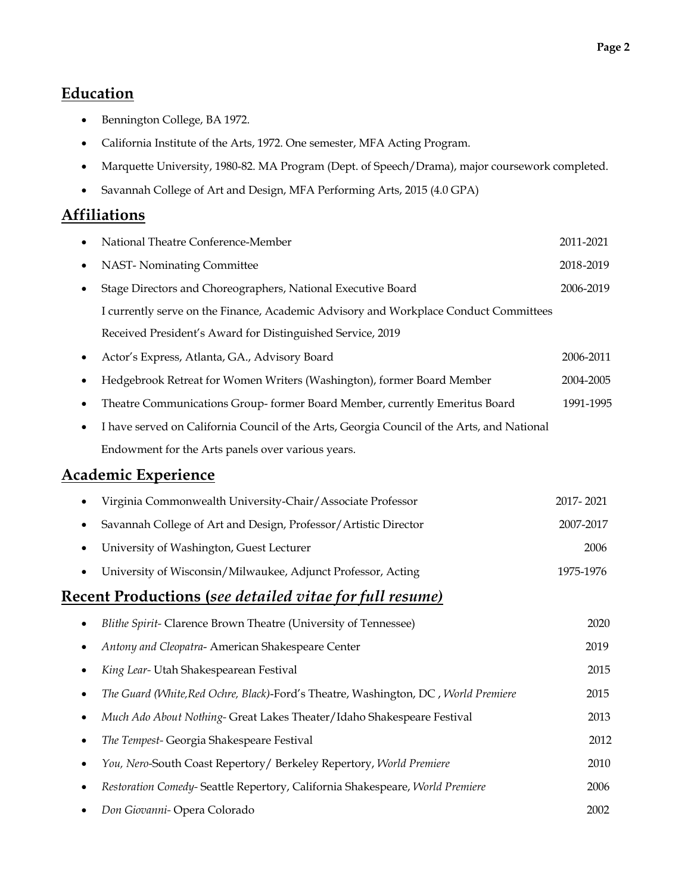## Education

- Bennington College, BA 1972.
- California Institute of the Arts, 1972. One semester, MFA Acting Program.
- Marquette University, 1980-82. MA Program (Dept. of Speech/Drama), major coursework completed.
- Savannah College of Art and Design, MFA Performing Arts, 2015 (4.0 GPA)

## Affiliations

- National Theatre Conference-Member 2011-2021
- NAST- Nominating Committee 2018-2019
- Stage Directors and Choreographers, National Executive Board 2006-2019

  I currently serve on the Finance, Academic Advisory and Workplace Conduct Committees

  Received President's Award for Distinguished Service, 2019
- Actor's Express, Atlanta, GA., Advisory Board 2006-2011
- Hedgebrook Retreat for Women Writers (Washington), former Board Member 2004-2005
- Theatre Communications Group- former Board Member, currently Emeritus Board 1991-1995
- I have served on California Council of the Arts, Georgia Council of the Arts, and National Endowment for the Arts panels over various years.

## Academic Experience

- Virginia Commonwealth University-Chair/Associate Professor 2017- 2021
- Savannah College of Art and Design, Professor/Artistic Director 2007-2017
- University of Washington, Guest Lecturer 2006
- University of Wisconsin/Milwaukee, Adjunct Professor, Acting 1975-1976

## Recent Productions (*see detailed vitae for full resume)*

- *Blithe Spirit*- Clarence Brown Theatre (University of Tennessee) 2020
- *Antony and Cleopatra*- American Shakespeare Center 2019
- *King Lear*- Utah Shakespearean Festival 2015
- *The Guard (White,Red Ochre, Black)*-Ford's Theatre, Washington, DC , *World Premiere* 2015
- *Much Ado About Nothing*- Great Lakes Theater/Idaho Shakespeare Festival 2013
- *The Tempest*- Georgia Shakespeare Festival 2012
- *You, Nero*-South Coast Repertory/ Berkeley Repertory, *World Premiere* 2010
- *Restoration Comedy*- Seattle Repertory, California Shakespeare, *World Premiere* 2006
- *Don Giovanni*- Opera Colorado 2002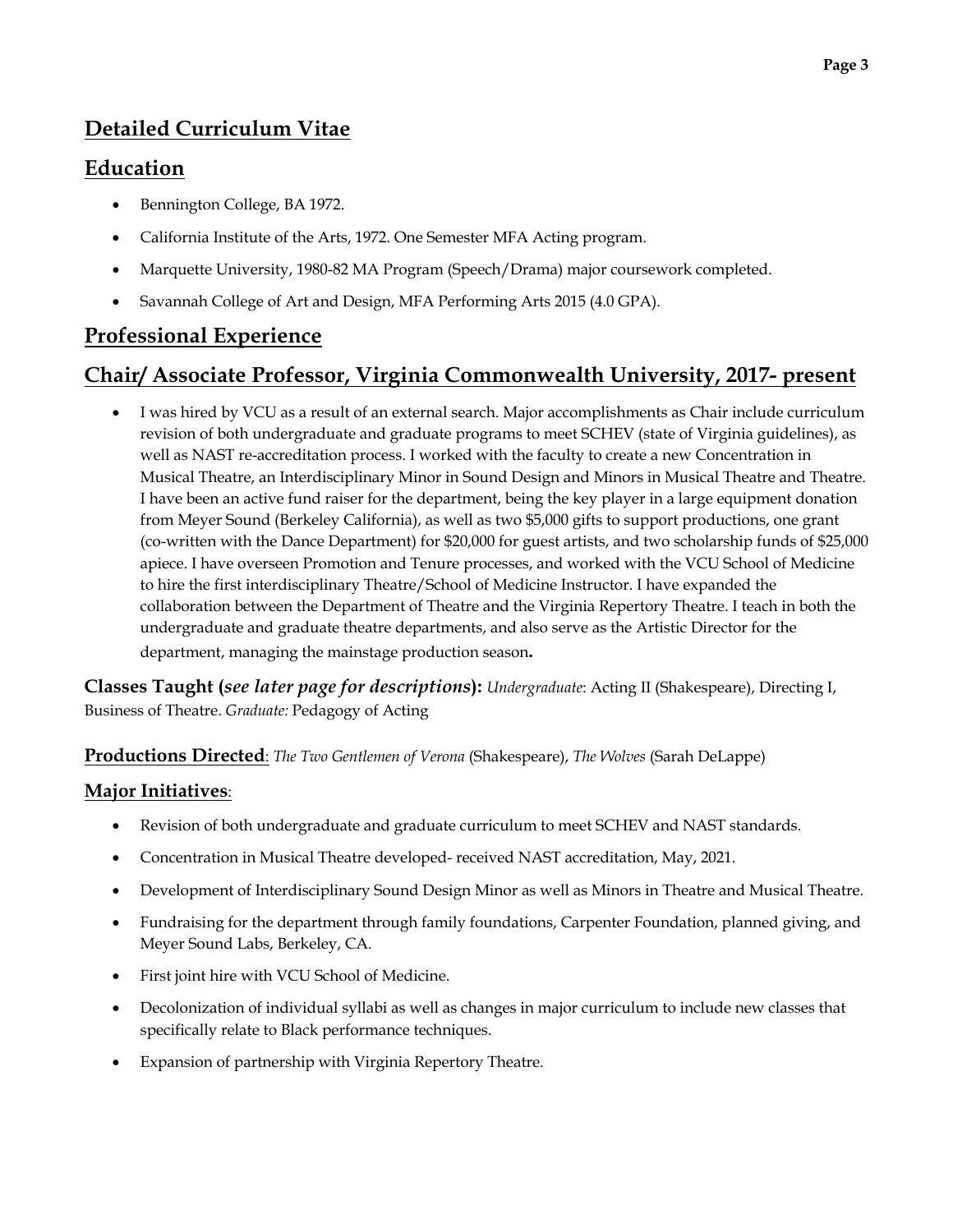## Detailed Curriculum Vitae

## Education

- Bennington College, BA 1972.
- California Institute of the Arts, 1972. One Semester MFA Acting program.
- Marquette University, 1980-82 MA Program (Speech/Drama) major coursework completed.
- Savannah College of Art and Design, MFA Performing Arts 2015 (4.0 GPA).

## Professional Experience

## Chair/ Associate Professor, Virginia Commonwealth University, 2017- present

- I was hired by VCU as a result of an external search. Major accomplishments as Chair include curriculum revision of both undergraduate and graduate programs to meet SCHEV (state of Virginia guidelines), as well as NAST re-accreditation process. I worked with the faculty to create a new Concentration in Musical Theatre, an Interdisciplinary Minor in Sound Design and Minors in Musical Theatre and Theatre. I have been an active fund raiser for the department, being the key player in a large equipment donation from Meyer Sound (Berkeley California), as well as two $5,000 gifts to support productions, one grant (co-written with the Dance Department) for $20,000 for guest artists, and two scholarship funds of $25,000 apiece. I have overseen Promotion and Tenure processes, and worked with the VCU School of Medicine to hire the first interdisciplinary Theatre/School of Medicine Instructor. I have expanded the collaboration between the Department of Theatre and the Virginia Repertory Theatre. I teach in both the undergraduate and graduate theatre departments, and also serve as the Artistic Director for the department, managing the mainstage production season**.**

**Classes Taught (*see later page for descriptions*):** *Undergraduate*: Acting II (Shakespeare), Directing I, Business of Theatre. *Graduate:* Pedagogy of Acting

**Productions Directed**: *The Two Gentlemen of Verona* (Shakespeare), *The Wolves* (Sarah DeLappe)

**Major Initiatives**:

- Revision of both undergraduate and graduate curriculum to meet SCHEV and NAST standards.
- Concentration in Musical Theatre developed- received NAST accreditation, May, 2021.
- Development of Interdisciplinary Sound Design Minor as well as Minors in Theatre and Musical Theatre.
- Fundraising for the department through family foundations, Carpenter Foundation, planned giving, and Meyer Sound Labs, Berkeley, CA.
- First joint hire with VCU School of Medicine.
- Decolonization of individual syllabi as well as changes in major curriculum to include new classes that specifically relate to Black performance techniques.
- Expansion of partnership with Virginia Repertory Theatre.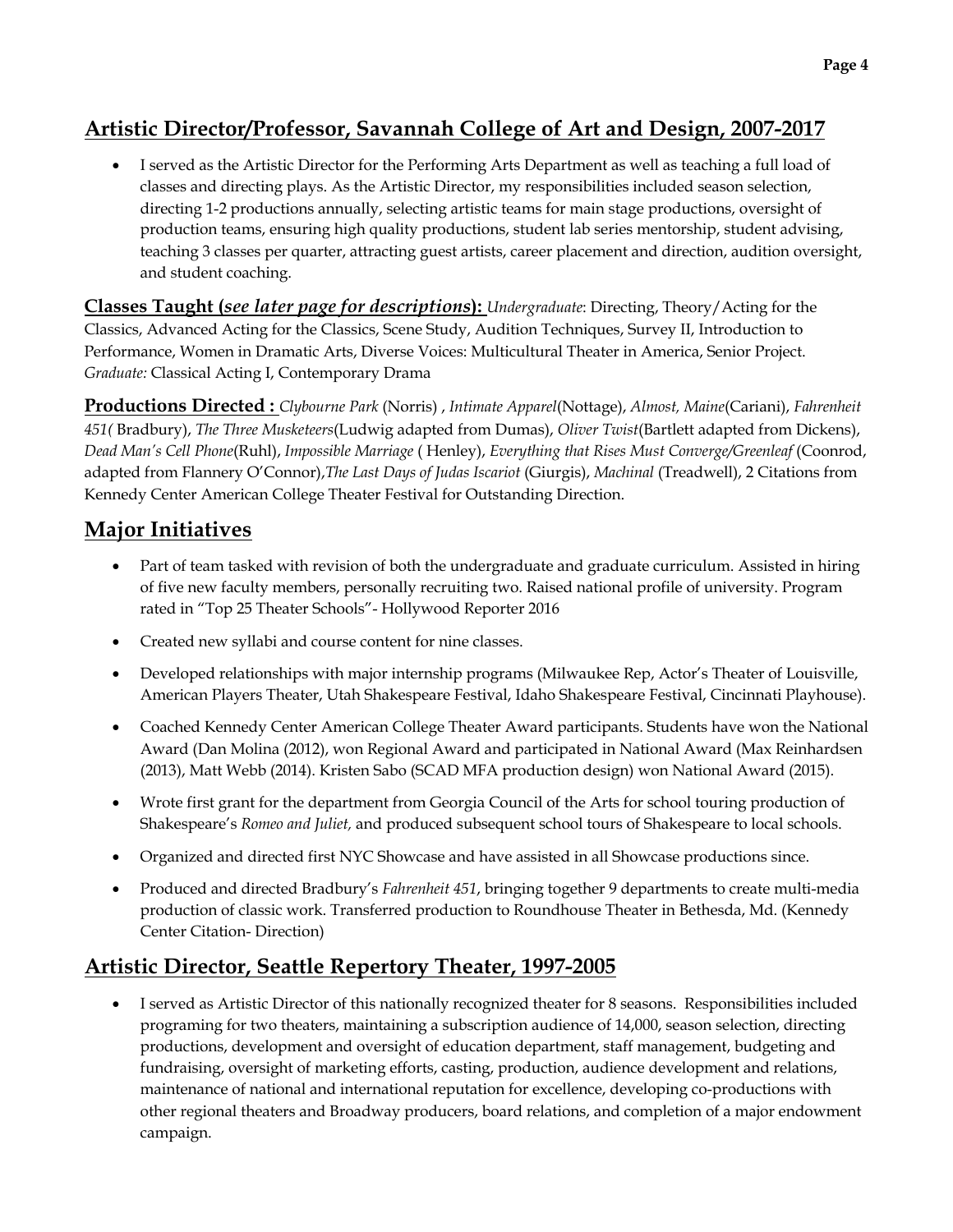## Artistic Director/Professor, Savannah College of Art and Design, 2007-2017

- I served as the Artistic Director for the Performing Arts Department as well as teaching a full load of classes and directing plays. As the Artistic Director, my responsibilities included season selection, directing 1-2 productions annually, selecting artistic teams for main stage productions, oversight of production teams, ensuring high quality productions, student lab series mentorship, student advising, teaching 3 classes per quarter, attracting guest artists, career placement and direction, audition oversight, and student coaching.

**Classes Taught (*see later page for descriptions*):** *Undergraduate*: Directing, Theory/Acting for the Classics, Advanced Acting for the Classics, Scene Study, Audition Techniques, Survey II, Introduction to Performance, Women in Dramatic Arts, Diverse Voices: Multicultural Theater in America, Senior Project. *Graduate:* Classical Acting I, Contemporary Drama

**Productions Directed :** *Clybourne Park* (Norris) , *Intimate Apparel*(Nottage), *Almost, Maine*(Cariani), *Fahrenheit 451(* Bradbury), *The Three Musketeers*(Ludwig adapted from Dumas), *Oliver Twist*(Bartlett adapted from Dickens), *Dead Man's Cell Phone*(Ruhl), *Impossible Marriage* ( Henley), *Everything that Rises Must Converge/Greenleaf* (Coonrod, adapted from Flannery O'Connor),*The Last Days of Judas Iscariot* (Giurgis), *Machinal* (Treadwell), 2 Citations from Kennedy Center American College Theater Festival for Outstanding Direction.

## Major Initiatives

- Part of team tasked with revision of both the undergraduate and graduate curriculum. Assisted in hiring of five new faculty members, personally recruiting two. Raised national profile of university. Program rated in "Top 25 Theater Schools"- Hollywood Reporter 2016
- Created new syllabi and course content for nine classes.
- Developed relationships with major internship programs (Milwaukee Rep, Actor's Theater of Louisville, American Players Theater, Utah Shakespeare Festival, Idaho Shakespeare Festival, Cincinnati Playhouse).
- Coached Kennedy Center American College Theater Award participants. Students have won the National Award (Dan Molina (2012), won Regional Award and participated in National Award (Max Reinhardsen (2013), Matt Webb (2014). Kristen Sabo (SCAD MFA production design) won National Award (2015).
- Wrote first grant for the department from Georgia Council of the Arts for school touring production of Shakespeare's *Romeo and Juliet,* and produced subsequent school tours of Shakespeare to local schools.
- Organized and directed first NYC Showcase and have assisted in all Showcase productions since.
- Produced and directed Bradbury's *Fahrenheit 451*, bringing together 9 departments to create multi-media production of classic work. Transferred production to Roundhouse Theater in Bethesda, Md. (Kennedy Center Citation- Direction)

## Artistic Director, Seattle Repertory Theater, 1997-2005

- I served as Artistic Director of this nationally recognized theater for 8 seasons. Responsibilities included programing for two theaters, maintaining a subscription audience of 14,000, season selection, directing productions, development and oversight of education department, staff management, budgeting and fundraising, oversight of marketing efforts, casting, production, audience development and relations, maintenance of national and international reputation for excellence, developing co-productions with other regional theaters and Broadway producers, board relations, and completion of a major endowment campaign.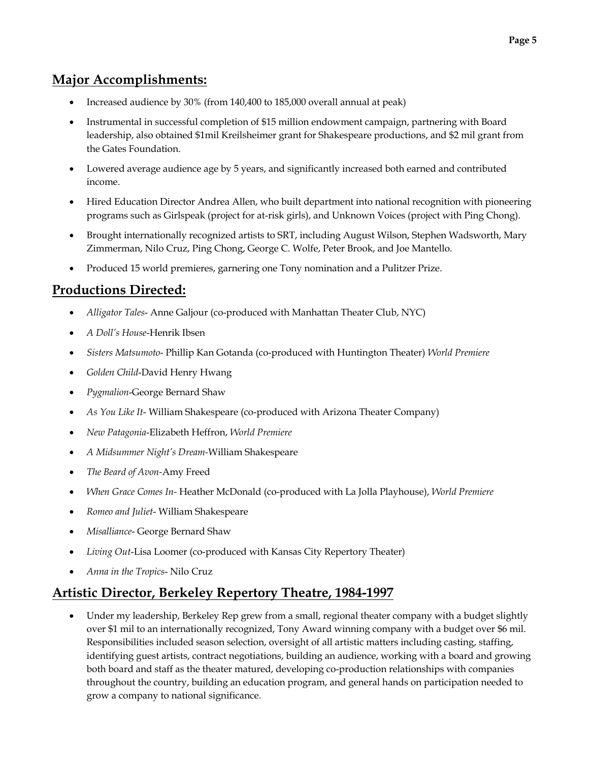## Major Accomplishments:

- Increased audience by 30% (from 140,400 to 185,000 overall annual at peak)
- Instrumental in successful completion of $15 million endowment campaign, partnering with Board leadership, also obtained $1mil Kreilsheimer grant for Shakespeare productions, and $2 mil grant from the Gates Foundation.
- Lowered average audience age by 5 years, and significantly increased both earned and contributed income.
- Hired Education Director Andrea Allen, who built department into national recognition with pioneering programs such as Girlspeak (project for at-risk girls), and Unknown Voices (project with Ping Chong).
- Brought internationally recognized artists to SRT, including August Wilson, Stephen Wadsworth, Mary Zimmerman, Nilo Cruz, Ping Chong, George C. Wolfe, Peter Brook, and Joe Mantello.
- Produced 15 world premieres, garnering one Tony nomination and a Pulitzer Prize.

## Productions Directed:

- *Alligator Tales*- Anne Galjour (co-produced with Manhattan Theater Club, NYC)
- *A Doll's House*-Henrik Ibsen
- *Sisters Matsumoto*- Phillip Kan Gotanda (co-produced with Huntington Theater) *World Premiere*
- *Golden Child*-David Henry Hwang
- *Pygmalion*-George Bernard Shaw
- *As You Like It*- William Shakespeare (co-produced with Arizona Theater Company)
- *New Patagonia*-Elizabeth Heffron, *World Premiere*
- *A Midsummer Night's Dream*-William Shakespeare
- *The Beard of Avon*-Amy Freed
- *When Grace Comes In*- Heather McDonald (co-produced with La Jolla Playhouse), *World Premiere*
- *Romeo and Juliet*- William Shakespeare
- *Misalliance*- George Bernard Shaw
- *Living Out*-Lisa Loomer (co-produced with Kansas City Repertory Theater)
- *Anna in the Tropics*- Nilo Cruz

## Artistic Director, Berkeley Repertory Theatre, 1984-1997

- Under my leadership, Berkeley Rep grew from a small, regional theater company with a budget slightly over $1 mil to an internationally recognized, Tony Award winning company with a budget over $6 mil. Responsibilities included season selection, oversight of all artistic matters including casting, staffing, identifying guest artists, contract negotiations, building an audience, working with a board and growing both board and staff as the theater matured, developing co-production relationships with companies throughout the country, building an education program, and general hands on participation needed to grow a company to national significance.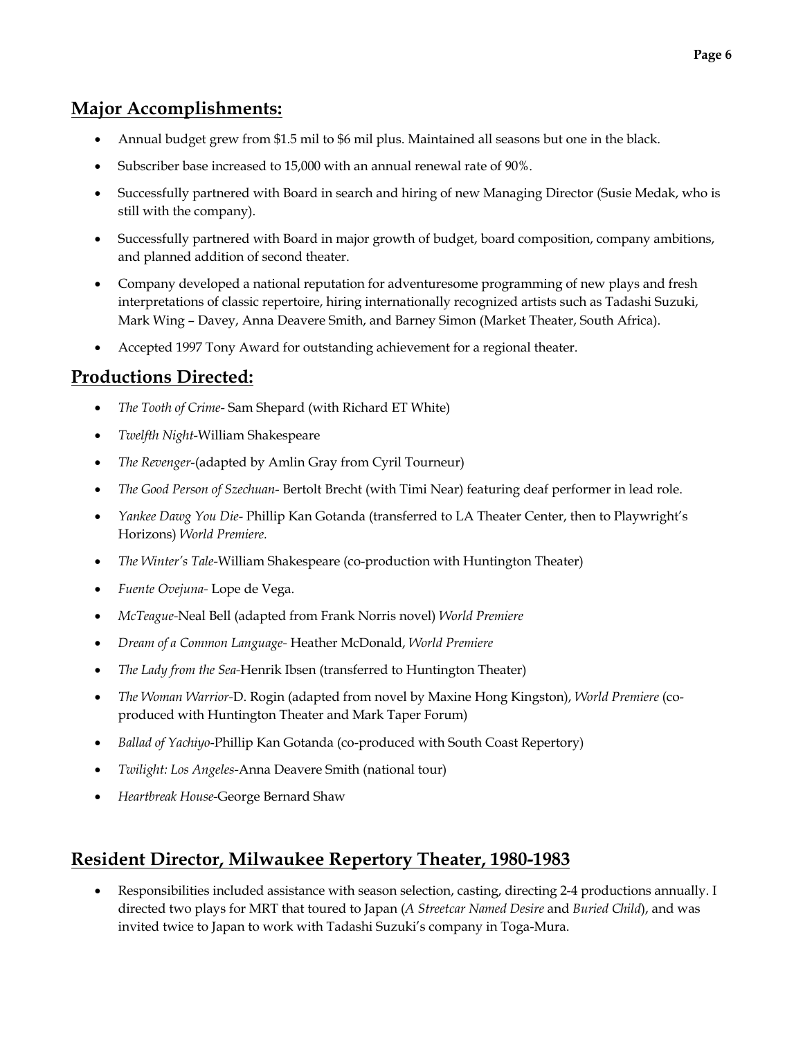## **Major Accomplishments:**

- Annual budget grew from $1.5 mil to $6 mil plus. Maintained all seasons but one in the black.
- Subscriber base increased to 15,000 with an annual renewal rate of 90%.
- Successfully partnered with Board in search and hiring of new Managing Director (Susie Medak, who is still with the company).
- Successfully partnered with Board in major growth of budget, board composition, company ambitions, and planned addition of second theater.
- Company developed a national reputation for adventuresome programming of new plays and fresh interpretations of classic repertoire, hiring internationally recognized artists such as Tadashi Suzuki, Mark Wing – Davey, Anna Deavere Smith, and Barney Simon (Market Theater, South Africa).
- Accepted 1997 Tony Award for outstanding achievement for a regional theater.

## **Productions Directed:**

- *The Tooth of Crime*- Sam Shepard (with Richard ET White)
- *Twelfth Night*-William Shakespeare
- *The Revenger*-(adapted by Amlin Gray from Cyril Tourneur)
- *The Good Person of Szechuan*- Bertolt Brecht (with Timi Near) featuring deaf performer in lead role.
- *Yankee Dawg You Die*- Phillip Kan Gotanda (transferred to LA Theater Center, then to Playwright's Horizons) *World Premiere.*
- *The Winter's Tale*-William Shakespeare (co-production with Huntington Theater)
- *Fuente Ovejuna*- Lope de Vega.
- *McTeague*-Neal Bell (adapted from Frank Norris novel) *World Premiere*
- *Dream of a Common Language*- Heather McDonald, *World Premiere*
- *The Lady from the Sea*-Henrik Ibsen (transferred to Huntington Theater)
- *The Woman Warrior*-D. Rogin (adapted from novel by Maxine Hong Kingston), *World Premiere* (co-produced with Huntington Theater and Mark Taper Forum)
- *Ballad of Yachiyo*-Phillip Kan Gotanda (co-produced with South Coast Repertory)
- *Twilight: Los Angeles*-Anna Deavere Smith (national tour)
- *Heartbreak House*-George Bernard Shaw

## **Resident Director, Milwaukee Repertory Theater, 1980-1983**

- Responsibilities included assistance with season selection, casting, directing 2-4 productions annually. I directed two plays for MRT that toured to Japan (*A Streetcar Named Desire* and *Buried Child*), and was invited twice to Japan to work with Tadashi Suzuki's company in Toga-Mura.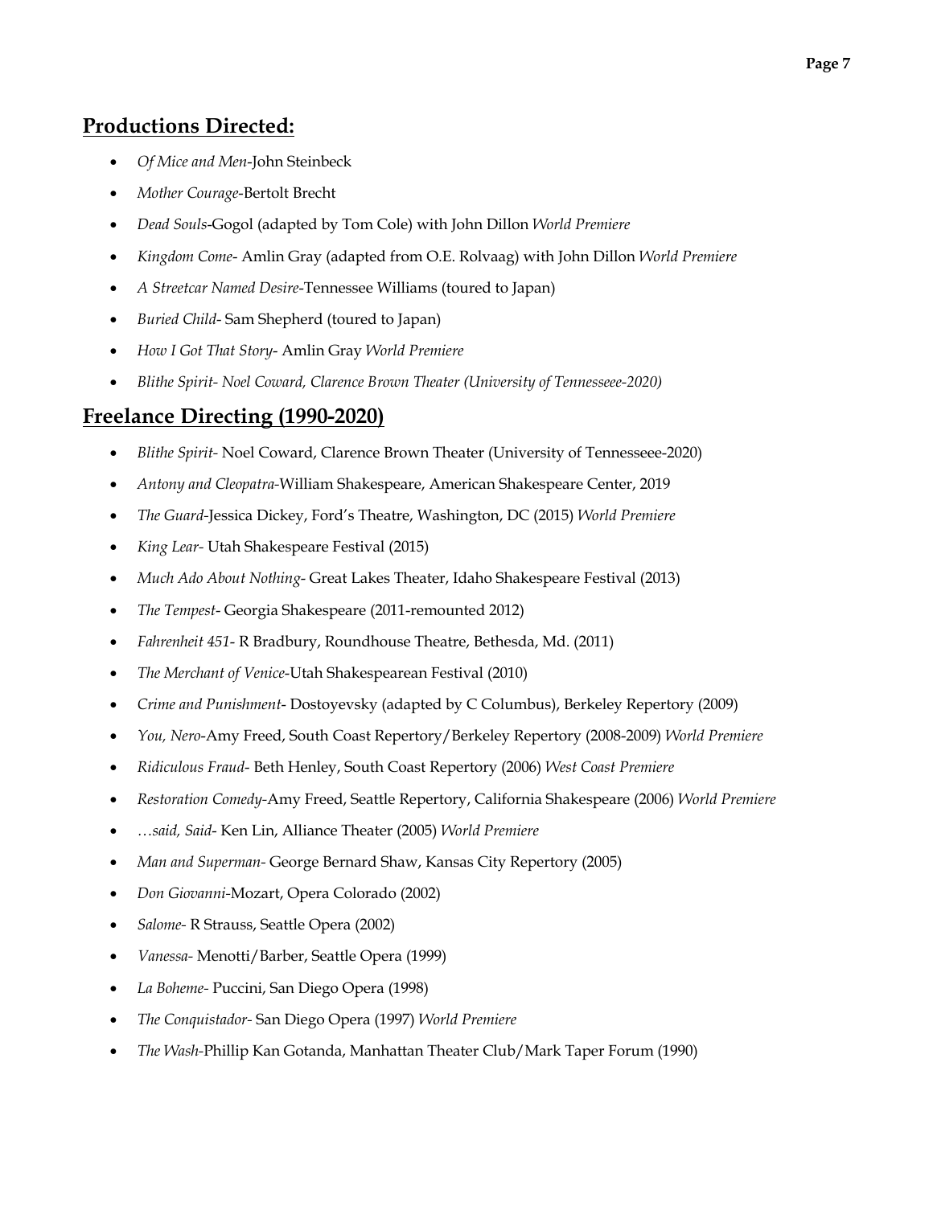## Productions Directed:

- *Of Mice and Men*-John Steinbeck
- *Mother Courage*-Bertolt Brecht
- *Dead Souls*-Gogol (adapted by Tom Cole) with John Dillon *World Premiere*
- *Kingdom Come*- Amlin Gray (adapted from O.E. Rolvaag) with John Dillon *World Premiere*
- *A Streetcar Named Desire*-Tennessee Williams (toured to Japan)
- *Buried Child*- Sam Shepherd (toured to Japan)
- *How I Got That Story*- Amlin Gray *World Premiere*
- *Blithe Spirit- Noel Coward, Clarence Brown Theater (University of Tennesseee-2020)*

## Freelance Directing (1990-2020)

- *Blithe Spirit*- Noel Coward, Clarence Brown Theater (University of Tennesseee-2020)
- *Antony and Cleopatra*-William Shakespeare, American Shakespeare Center, 2019
- *The Guard*-Jessica Dickey, Ford's Theatre, Washington, DC (2015) *World Premiere*
- *King Lear*- Utah Shakespeare Festival (2015)
- *Much Ado About Nothing*- Great Lakes Theater, Idaho Shakespeare Festival (2013)
- *The Tempest*- Georgia Shakespeare (2011-remounted 2012)
- *Fahrenheit 451*- R Bradbury, Roundhouse Theatre, Bethesda, Md. (2011)
- *The Merchant of Venice*-Utah Shakespearean Festival (2010)
- *Crime and Punishment*- Dostoyevsky (adapted by C Columbus), Berkeley Repertory (2009)
- *You, Nero*-Amy Freed, South Coast Repertory/Berkeley Repertory (2008-2009) *World Premiere*
- *Ridiculous Fraud*- Beth Henley, South Coast Repertory (2006) *West Coast Premiere*
- *Restoration Comedy*-Amy Freed, Seattle Repertory, California Shakespeare (2006) *World Premiere*
- *…said, Said*- Ken Lin, Alliance Theater (2005) *World Premiere*
- *Man and Superman*- George Bernard Shaw, Kansas City Repertory (2005)
- *Don Giovanni*-Mozart, Opera Colorado (2002)
- *Salome*- R Strauss, Seattle Opera (2002)
- *Vanessa*- Menotti/Barber, Seattle Opera (1999)
- *La Boheme*- Puccini, San Diego Opera (1998)
- *The Conquistador*- San Diego Opera (1997) *World Premiere*
- *The Wash*-Phillip Kan Gotanda, Manhattan Theater Club/Mark Taper Forum (1990)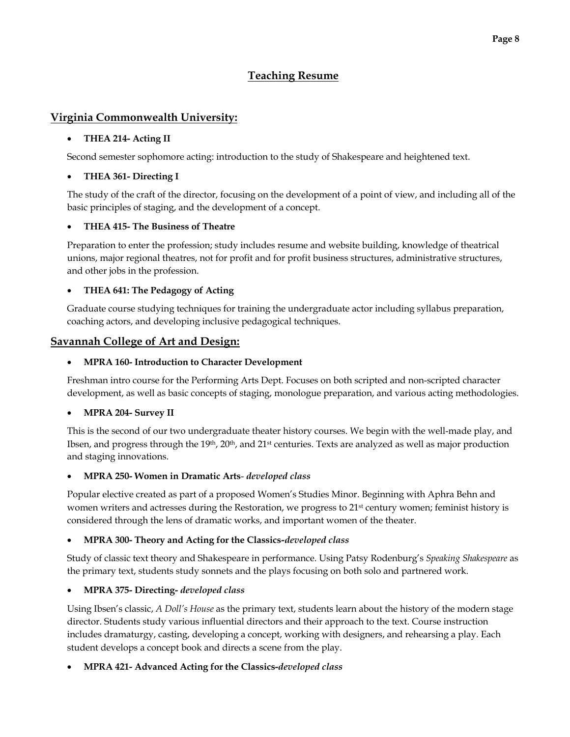# Teaching Resume

## Virginia Commonwealth University:

- **THEA 214- Acting II**

Second semester sophomore acting: introduction to the study of Shakespeare and heightened text.

- **THEA 361- Directing I**

The study of the craft of the director, focusing on the development of a point of view, and including all of the basic principles of staging, and the development of a concept.

- **THEA 415- The Business of Theatre**

Preparation to enter the profession; study includes resume and website building, knowledge of theatrical unions, major regional theatres, not for profit and for profit business structures, administrative structures, and other jobs in the profession.

- **THEA 641: The Pedagogy of Acting**

Graduate course studying techniques for training the undergraduate actor including syllabus preparation, coaching actors, and developing inclusive pedagogical techniques.

## Savannah College of Art and Design:

- **MPRA 160- Introduction to Character Development**

Freshman intro course for the Performing Arts Dept. Focuses on both scripted and non-scripted character development, as well as basic concepts of staging, monologue preparation, and various acting methodologies.

- **MPRA 204- Survey II**

This is the second of our two undergraduate theater history courses. We begin with the well-made play, and Ibsen, and progress through the 19th, 20th, and 21st centuries. Texts are analyzed as well as major production and staging innovations.

- **MPRA 250- Women in Dramatic Arts**- *developed class*

Popular elective created as part of a proposed Women's Studies Minor. Beginning with Aphra Behn and women writers and actresses during the Restoration, we progress to 21st century women; feminist history is considered through the lens of dramatic works, and important women of the theater.

- **MPRA 300- Theory and Acting for the Classics-***developed class*

Study of classic text theory and Shakespeare in performance. Using Patsy Rodenburg's *Speaking Shakespeare* as the primary text, students study sonnets and the plays focusing on both solo and partnered work.

- **MPRA 375- Directing-** *developed class*

Using Ibsen's classic, *A Doll's House* as the primary text, students learn about the history of the modern stage director. Students study various influential directors and their approach to the text. Course instruction includes dramaturgy, casting, developing a concept, working with designers, and rehearsing a play. Each student develops a concept book and directs a scene from the play.

- **MPRA 421- Advanced Acting for the Classics-***developed class*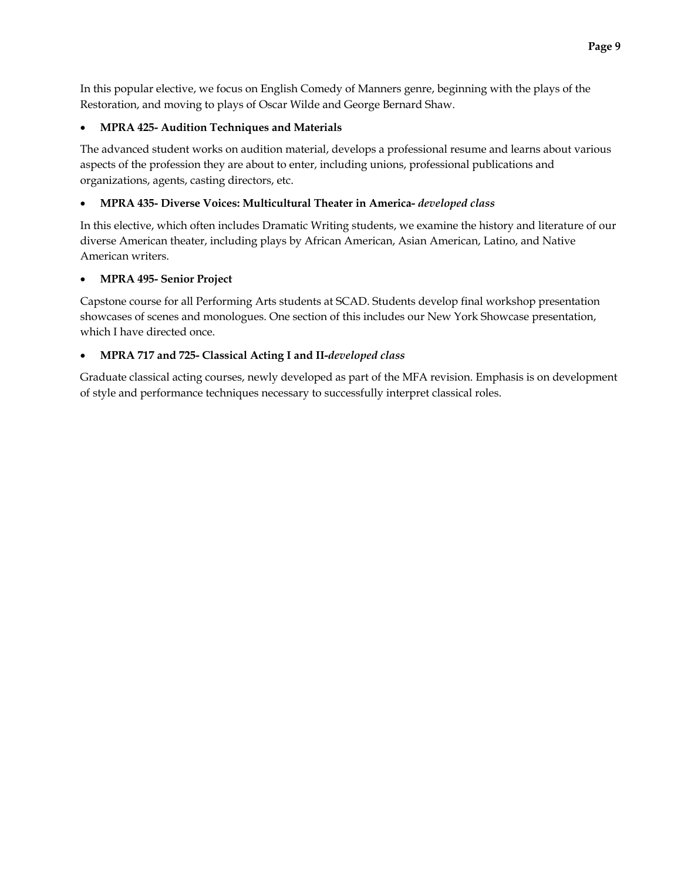In this popular elective, we focus on English Comedy of Manners genre, beginning with the plays of the Restoration, and moving to plays of Oscar Wilde and George Bernard Shaw.

- **MPRA 425- Audition Techniques and Materials**

The advanced student works on audition material, develops a professional resume and learns about various aspects of the profession they are about to enter, including unions, professional publications and organizations, agents, casting directors, etc.

- **MPRA 435- Diverse Voices: Multicultural Theater in America-** ***developed class***

In this elective, which often includes Dramatic Writing students, we examine the history and literature of our diverse American theater, including plays by African American, Asian American, Latino, and Native American writers.

- **MPRA 495- Senior Project**

Capstone course for all Performing Arts students at SCAD. Students develop final workshop presentation showcases of scenes and monologues. One section of this includes our New York Showcase presentation, which I have directed once.

- **MPRA 717 and 725- Classical Acting I and II-*developed class***

Graduate classical acting courses, newly developed as part of the MFA revision. Emphasis is on development of style and performance techniques necessary to successfully interpret classical roles.